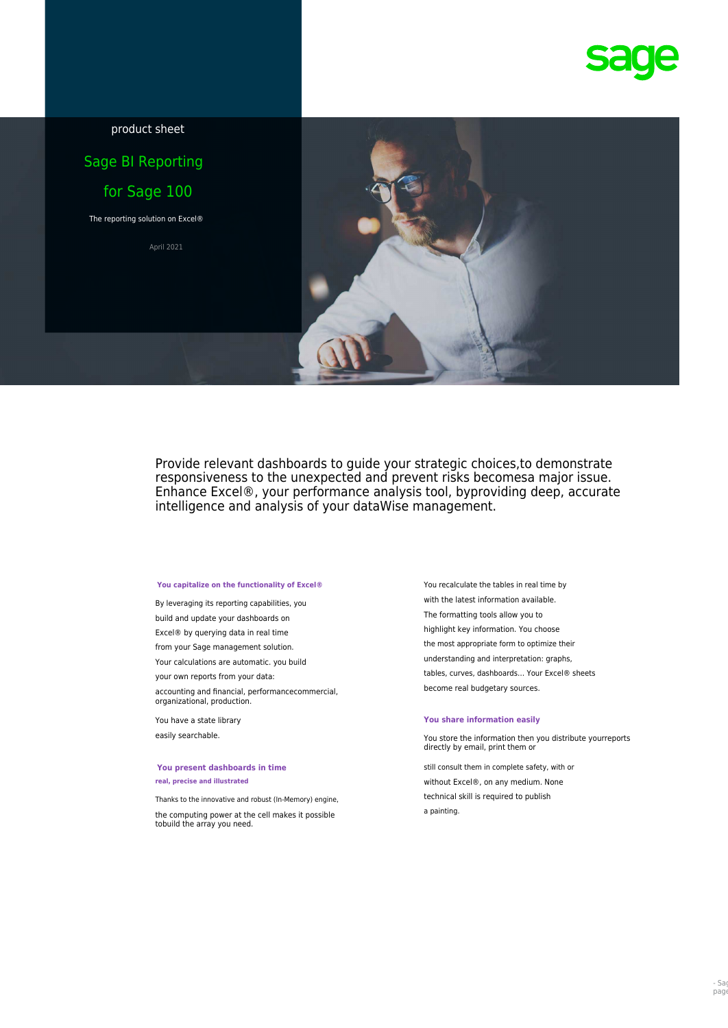sage

product sheet

# Sage BI Reporting for Sage 100

The reporting solution on Excel®

April 2021

Provide relevant dashboards to guide your strategic choices,to demonstrate responsiveness to the unexpected and prevent risks becomesa major issue. Enhance Excel®, your performance analysis tool, byproviding deep, accurate intelligence and analysis of your dataWise management.

### You capitalize on the functionality of Excel®

By leveraging its reporting capabilities, you build and update your dashboards on Excel® by querying data in real time from your Sage management solution.

Your calculations are automatic. you build your own reports from your data:

accounting and financial, performancecommercial, organizational, production.

You have a state library easily searchable.

### You present dashboards in time

**real, precise and illustrated**

Thanks to the innovative and robust (In-Memory) engine,

the computing power at the cell makes it possible tobuild the array you need.

You recalculate the tables in real time by with the latest information available. The formatting tools allow you to highlight key information. You choose the most appropriate form to optimize their understanding and interpretation: graphs, tables, curves, dashboards... Your Excel® sheets become real budgetary sources.

### You share information easily

You store the information then you distribute yourreports directly by email, print them or

still consult them in complete safety, with or without Excel®, on any medium. None technical skill is required to publish a painting.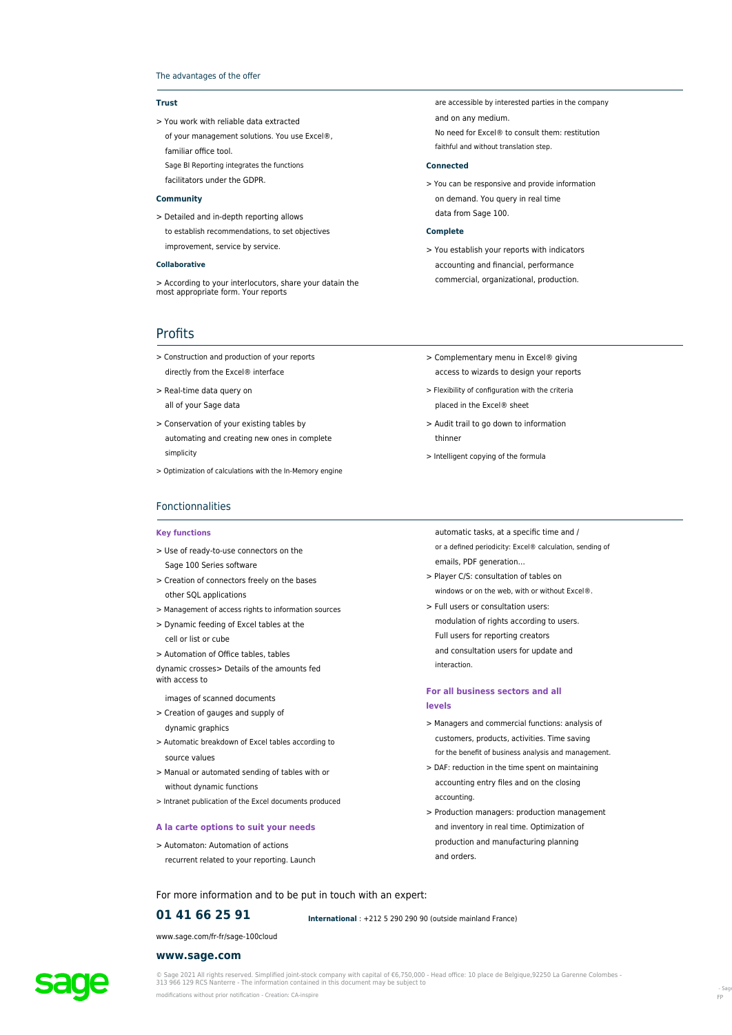## The advantages of the offer

**Trust**

> You work with reliable data extracted of your management solutions. You use Excel®, familiar office tool. Sage BI Reporting integrates the functions facilitators under the GDPR.

**Community**

> Detailed and in-depth reporting allows to establish recommendations, to set objectives improvement, service by service.

**Collaborative**

> According to your interlocutors, share your datain the most appropriate form. Your reports are accessible by interested parties in the company and on any medium. No need for Excel® to consult them: restitution faithful and without translation step.

**Connected**

> You can be responsive and provide information on demand. You query in real time data from Sage 100.

**Complete**

> You establish your reports with indicators accounting and financial, performance commercial, organizational, production.

## Profits

- > Construction and production of your reports directly from the Excel® interface
- > Real-time data query on all of your Sage data
- > Conservation of your existing tables by automating and creating new ones in complete simplicity
- > Optimization of calculations with the In-Memory engine
- > Complementary menu in Excel® giving access to wizards to design your reports
- > Flexibility of configuration with the criteria placed in the Excel® sheet
- > Audit trail to go down to information thinner
- > Intelligent copying of the formula

## Fonctionnalities

### Key functions

- > Use of ready-to-use connectors on the Sage 100 Series software
- > Creation of connectors freely on the bases other SQL applications
- > Management of access rights to information sources
- > Dynamic feeding of Excel tables at the cell or list or cube
- > Automation of Office tables, tables dynamic crosses
- > Details of the amounts fed with access to images of scanned documents
- > Creation of gauges and supply of dynamic graphics
- > Automatic breakdown of Excel tables according to source values
- > Manual or automated sending of tables with or without dynamic functions
- > Intranet publication of the Excel documents produced

### A la carte options to suit your needs

- > Automaton: Automation of actions recurrent related to your reporting. Launch automatic tasks, at a specific time and / or a defined periodicity: Excel® calculation, sending of emails, PDF generation...
- > Player C/S: consultation of tables on windows or on the web, with or without Excel®.
- > Full users or consultation users: modulation of rights according to users. Full users for reporting creators and consultation users for update and interaction.

### For all business sectors and all levels

- > Managers and commercial functions: analysis of customers, products, activities. Time saving for the benefit of business analysis and management.
- > DAF: reduction in the time spent on maintaining accounting entry files and on the closing accounting.
- > Production managers: production management and inventory in real time. Optimization of production and manufacturing planning and orders.

For more information and to be put in touch with an expert:

**01 41 66 25 91**

**International** : +212 5 290 290 90 (outside mainland France)

www.sage.com/fr-fr/sage-100cloud

**www.sage.com**

sage

© Sage 2021 All rights reserved. Simplified joint-stock company with capital of €6,750,000 - Head office: 10 place de Belgique,92250 La Garenne Colombes - 313 966 129 RCS Nanterre - The information contained in this document may be subject to modifications without prior notification - Creation: CA-inspire